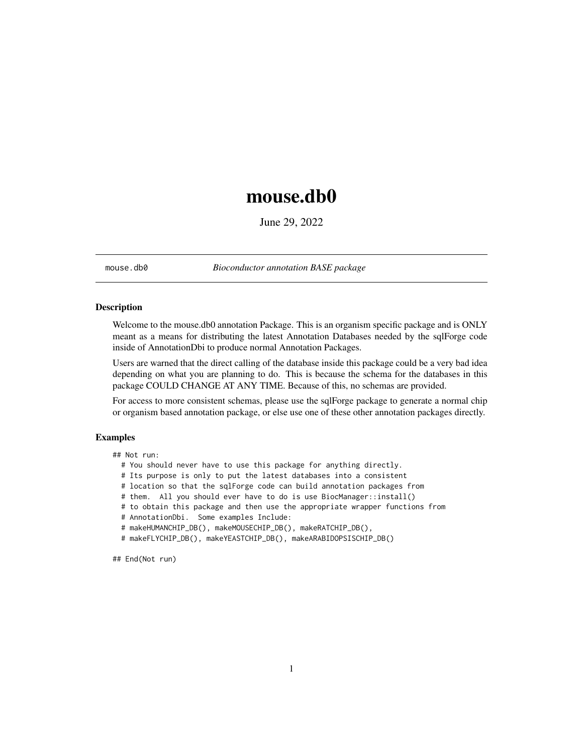# mouse.db0

June 29, 2022

---

mouse.db0 *Bioconductor annotation BASE package*

---

### Description

Welcome to the mouse.db0 annotation Package. This is an organism specific package and is ONLY meant as a means for distributing the latest Annotation Databases needed by the sqlForge code inside of AnnotationDbi to produce normal Annotation Packages.

Users are warned that the direct calling of the database inside this package could be a very bad idea depending on what you are planning to do. This is because the schema for the databases in this package COULD CHANGE AT ANY TIME. Because of this, no schemas are provided.

For access to more consistent schemas, please use the sqlForge package to generate a normal chip or organism based annotation package, or else use one of these other annotation packages directly.

### Examples

```
## Not run:
  # You should never have to use this package for anything directly.
  # Its purpose is only to put the latest databases into a consistent
  # location so that the sqlForge code can build annotation packages from
  # them.  All you should ever have to do is use BiocManager::install()
  # to obtain this package and then use the appropriate wrapper functions from
  # AnnotationDbi.  Some examples Include:
  # makeHUMANCHIP_DB(), makeMOUSECHIP_DB(), makeRATCHIP_DB(),
  # makeFLYCHIP_DB(), makeYEASTCHIP_DB(), makeARABIDOPSISCHIP_DB()

## End(Not run)
```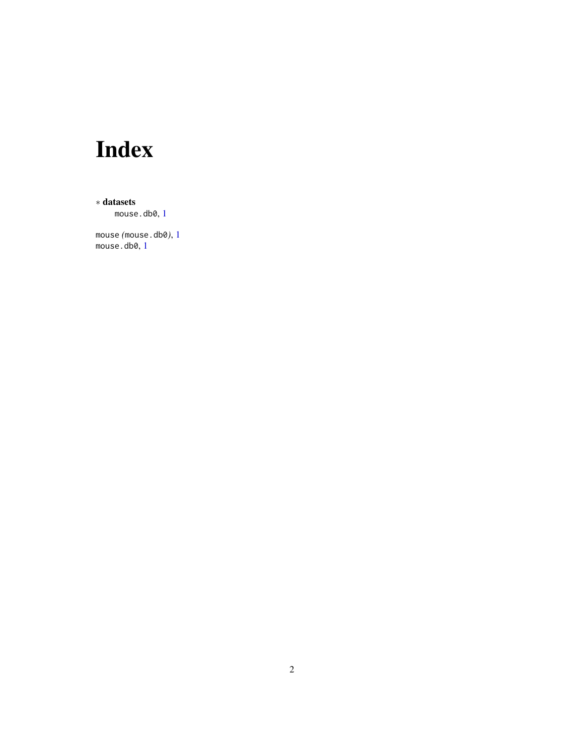# Index

∗ **datasets**

    mouse.db0, 1

mouse *(*mouse.db0*)*, 1
mouse.db0, 1